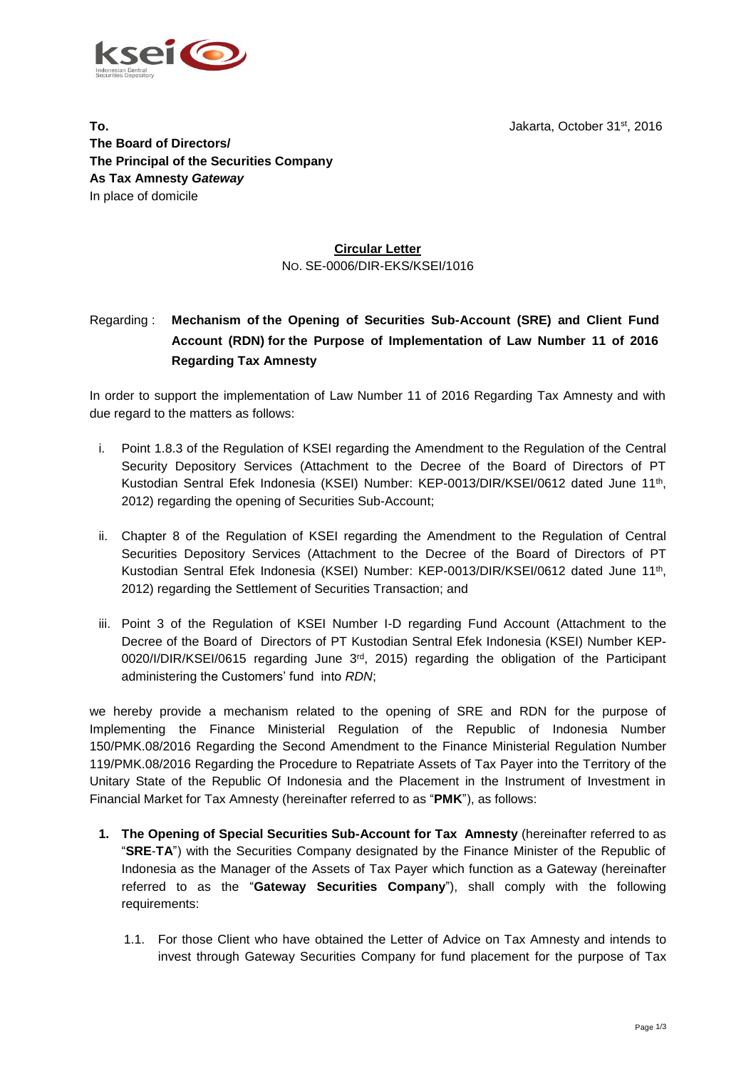**To.**
**The Board of Directors/**
**The Principal of the Securities Company**
**As Tax Amnesty *Gateway***
In place of domicile

Jakarta, October 31st, 2016

**Circular Letter**
NO. SE-0006/DIR-EKS/KSEI/1016

Regarding : **Mechanism of the Opening of Securities Sub-Account (SRE) and Client Fund Account (RDN) for the Purpose of Implementation of Law Number 11 of 2016 Regarding Tax Amnesty**

In order to support the implementation of Law Number 11 of 2016 Regarding Tax Amnesty and with due regard to the matters as follows:

i. Point 1.8.3 of the Regulation of KSEI regarding the Amendment to the Regulation of the Central Security Depository Services (Attachment to the Decree of the Board of Directors of PT Kustodian Sentral Efek Indonesia (KSEI) Number: KEP-0013/DIR/KSEI/0612 dated June 11th, 2012) regarding the opening of Securities Sub-Account;

ii. Chapter 8 of the Regulation of KSEI regarding the Amendment to the Regulation of Central Securities Depository Services (Attachment to the Decree of the Board of Directors of PT Kustodian Sentral Efek Indonesia (KSEI) Number: KEP-0013/DIR/KSEI/0612 dated June 11th, 2012) regarding the Settlement of Securities Transaction; and

iii. Point 3 of the Regulation of KSEI Number I-D regarding Fund Account (Attachment to the Decree of the Board of Directors of PT Kustodian Sentral Efek Indonesia (KSEI) Number KEP-0020/I/DIR/KSEI/0615 regarding June 3rd, 2015) regarding the obligation of the Participant administering the Customers' fund into *RDN*;

we hereby provide a mechanism related to the opening of SRE and RDN for the purpose of Implementing the Finance Ministerial Regulation of the Republic of Indonesia Number 150/PMK.08/2016 Regarding the Second Amendment to the Finance Ministerial Regulation Number 119/PMK.08/2016 Regarding the Procedure to Repatriate Assets of Tax Payer into the Territory of the Unitary State of the Republic Of Indonesia and the Placement in the Instrument of Investment in Financial Market for Tax Amnesty (hereinafter referred to as "**PMK**"), as follows:

1. **The Opening of Special Securities Sub-Account for Tax Amnesty** (hereinafter referred to as "**SRE-TA**") with the Securities Company designated by the Finance Minister of the Republic of Indonesia as the Manager of the Assets of Tax Payer which function as a Gateway (hereinafter referred to as the "**Gateway Securities Company**"), shall comply with the following requirements:

   1.1. For those Client who have obtained the Letter of Advice on Tax Amnesty and intends to invest through Gateway Securities Company for fund placement for the purpose of Tax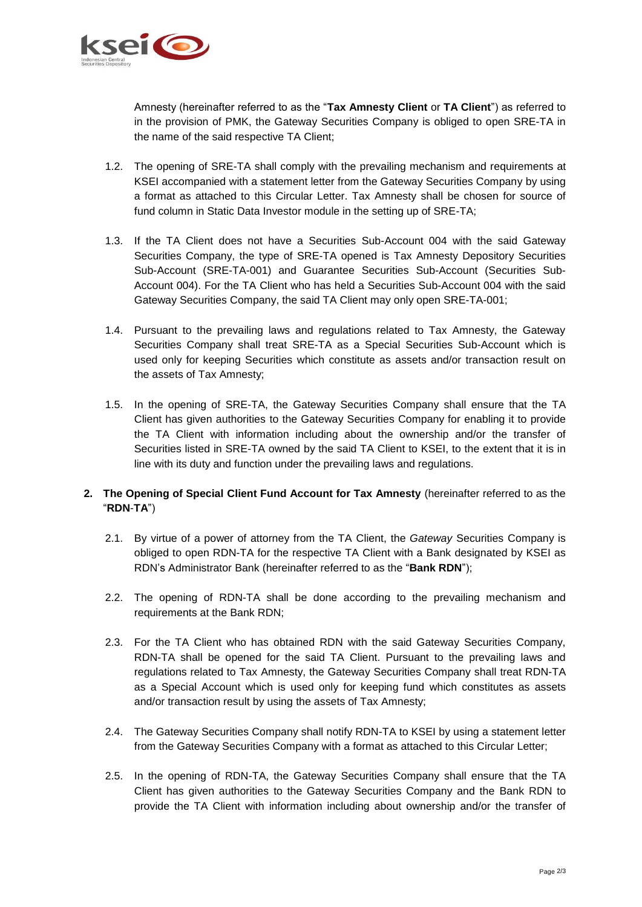Amnesty (hereinafter referred to as the "**Tax Amnesty Client** or **TA Client**") as referred to in the provision of PMK, the Gateway Securities Company is obliged to open SRE-TA in the name of the said respective TA Client;

1.2. The opening of SRE-TA shall comply with the prevailing mechanism and requirements at KSEI accompanied with a statement letter from the Gateway Securities Company by using a format as attached to this Circular Letter. Tax Amnesty shall be chosen for source of fund column in Static Data Investor module in the setting up of SRE-TA;

1.3. If the TA Client does not have a Securities Sub-Account 004 with the said Gateway Securities Company, the type of SRE-TA opened is Tax Amnesty Depository Securities Sub-Account (SRE-TA-001) and Guarantee Securities Sub-Account (Securities Sub-Account 004). For the TA Client who has held a Securities Sub-Account 004 with the said Gateway Securities Company, the said TA Client may only open SRE-TA-001;

1.4. Pursuant to the prevailing laws and regulations related to Tax Amnesty, the Gateway Securities Company shall treat SRE-TA as a Special Securities Sub-Account which is used only for keeping Securities which constitute as assets and/or transaction result on the assets of Tax Amnesty;

1.5. In the opening of SRE-TA, the Gateway Securities Company shall ensure that the TA Client has given authorities to the Gateway Securities Company for enabling it to provide the TA Client with information including about the ownership and/or the transfer of Securities listed in SRE-TA owned by the said TA Client to KSEI, to the extent that it is in line with its duty and function under the prevailing laws and regulations.

2. **The Opening of Special Client Fund Account for Tax Amnesty** (hereinafter referred to as the "**RDN**-**TA**")

2.1. By virtue of a power of attorney from the TA Client, the *Gateway* Securities Company is obliged to open RDN-TA for the respective TA Client with a Bank designated by KSEI as RDN's Administrator Bank (hereinafter referred to as the "**Bank RDN**");

2.2. The opening of RDN-TA shall be done according to the prevailing mechanism and requirements at the Bank RDN;

2.3. For the TA Client who has obtained RDN with the said Gateway Securities Company, RDN-TA shall be opened for the said TA Client. Pursuant to the prevailing laws and regulations related to Tax Amnesty, the Gateway Securities Company shall treat RDN-TA as a Special Account which is used only for keeping fund which constitutes as assets and/or transaction result by using the assets of Tax Amnesty;

2.4. The Gateway Securities Company shall notify RDN-TA to KSEI by using a statement letter from the Gateway Securities Company with a format as attached to this Circular Letter;

2.5. In the opening of RDN-TA, the Gateway Securities Company shall ensure that the TA Client has given authorities to the Gateway Securities Company and the Bank RDN to provide the TA Client with information including about ownership and/or the transfer of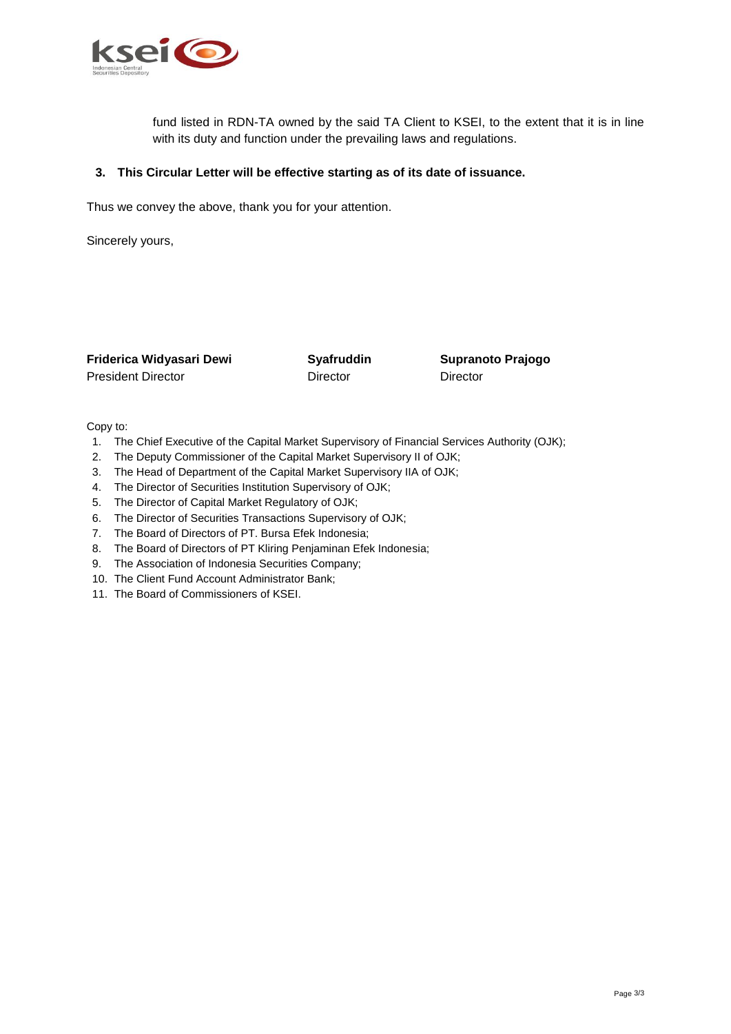fund listed in RDN-TA owned by the said TA Client to KSEI, to the extent that it is in line with its duty and function under the prevailing laws and regulations.

**3. This Circular Letter will be effective starting as of its date of issuance.**

Thus we convey the above, thank you for your attention.

Sincerely yours,

| **Friderica Widyasari Dewi** | **Syafruddin** | **Supranoto Prajogo** |
|---|---|---|
| President Director | Director | Director |

Copy to:

1. The Chief Executive of the Capital Market Supervisory of Financial Services Authority (OJK);
2. The Deputy Commissioner of the Capital Market Supervisory II of OJK;
3. The Head of Department of the Capital Market Supervisory IIA of OJK;
4. The Director of Securities Institution Supervisory of OJK;
5. The Director of Capital Market Regulatory of OJK;
6. The Director of Securities Transactions Supervisory of OJK;
7. The Board of Directors of PT. Bursa Efek Indonesia;
8. The Board of Directors of PT Kliring Penjaminan Efek Indonesia;
9. The Association of Indonesia Securities Company;
10. The Client Fund Account Administrator Bank;
11. The Board of Commissioners of KSEI.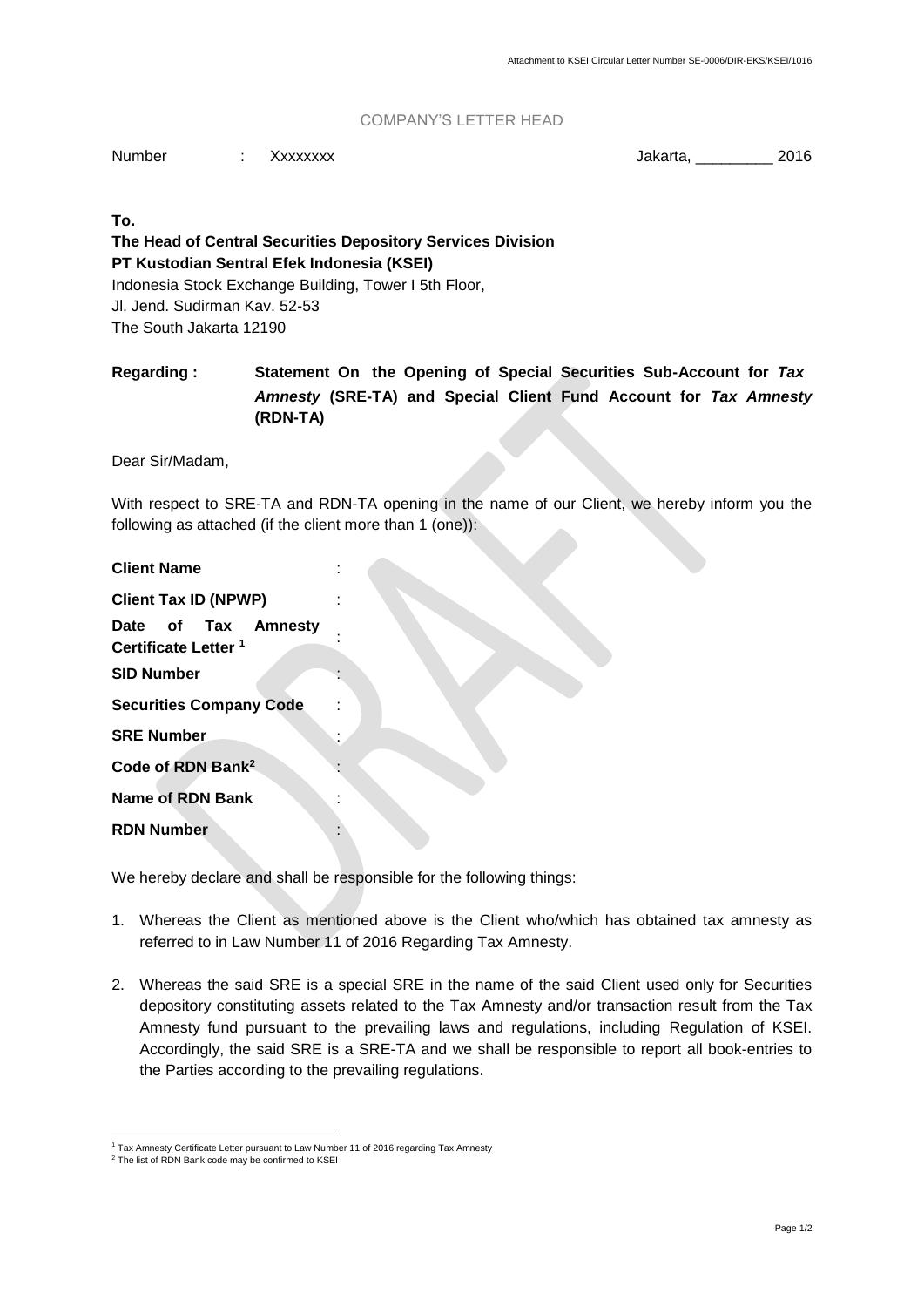Attachment to KSEI Circular Letter Number SE-0006/DIR-EKS/KSEI/1016

COMPANY'S LETTER HEAD

Number : Xxxxxxxx Jakarta, _________ 2016

**To.**
**The Head of Central Securities Depository Services Division**
**PT Kustodian Sentral Efek Indonesia (KSEI)**
Indonesia Stock Exchange Building, Tower I 5th Floor,
Jl. Jend. Sudirman Kav. 52-53
The South Jakarta 12190

**Regarding : Statement On the Opening of Special Securities Sub-Account for *Tax Amnesty* (SRE-TA) and Special Client Fund Account for *Tax Amnesty* (RDN-TA)**

Dear Sir/Madam,

With respect to SRE-TA and RDN-TA opening in the name of our Client, we hereby inform you the following as attached (if the client more than 1 (one)):

| | |
|---|---|
| **Client Name** | : |
| **Client Tax ID (NPWP)** | : |
| **Date of Tax Amnesty Certificate Letter** [1] | : |
| **SID Number** | : |
| **Securities Company Code** | : |
| **SRE Number** | : |
| **Code of RDN Bank**[2] | : |
| **Name of RDN Bank** | : |
| **RDN Number** | : |

We hereby declare and shall be responsible for the following things:

1. Whereas the Client as mentioned above is the Client who/which has obtained tax amnesty as referred to in Law Number 11 of 2016 Regarding Tax Amnesty.

2. Whereas the said SRE is a special SRE in the name of the said Client used only for Securities depository constituting assets related to the Tax Amnesty and/or transaction result from the Tax Amnesty fund pursuant to the prevailing laws and regulations, including Regulation of KSEI. Accordingly, the said SRE is a SRE-TA and we shall be responsible to report all book-entries to the Parties according to the prevailing regulations.

[1] Tax Amnesty Certificate Letter pursuant to Law Number 11 of 2016 regarding Tax Amnesty

[2] The list of RDN Bank code may be confirmed to KSEI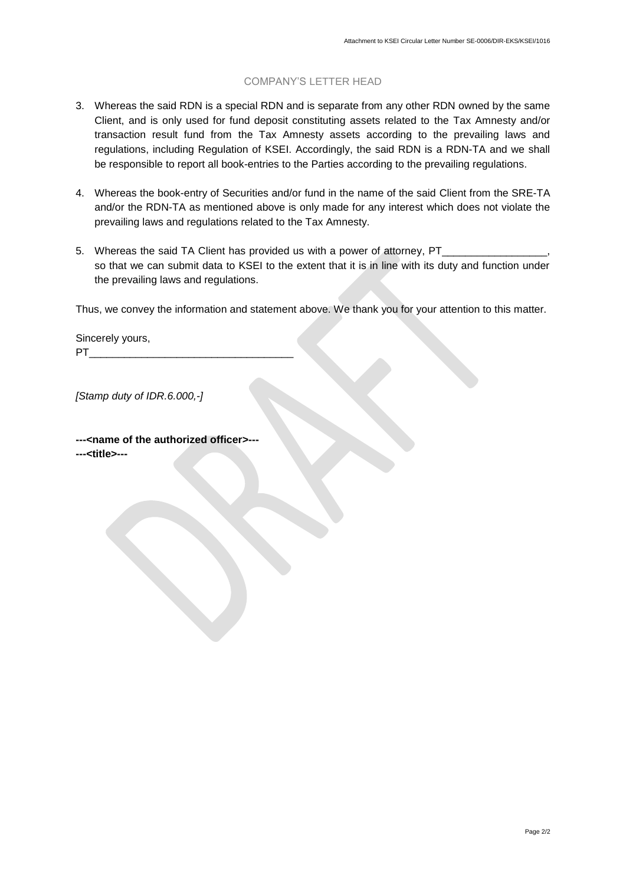COMPANY'S LETTER HEAD

3. Whereas the said RDN is a special RDN and is separate from any other RDN owned by the same Client, and is only used for fund deposit constituting assets related to the Tax Amnesty and/or transaction result fund from the Tax Amnesty assets according to the prevailing laws and regulations, including Regulation of KSEI. Accordingly, the said RDN is a RDN-TA and we shall be responsible to report all book-entries to the Parties according to the prevailing regulations.

4. Whereas the book-entry of Securities and/or fund in the name of the said Client from the SRE-TA and/or the RDN-TA as mentioned above is only made for any interest which does not violate the prevailing laws and regulations related to the Tax Amnesty.

5. Whereas the said TA Client has provided us with a power of attorney, PT_________________, so that we can submit data to KSEI to the extent that it is in line with its duty and function under the prevailing laws and regulations.

Thus, we convey the information and statement above. We thank you for your attention to this matter.

Sincerely yours,
PT___________________________________

*[Stamp duty of IDR.6.000,-]*

**---<name of the authorized officer>---**
**---<title>---**